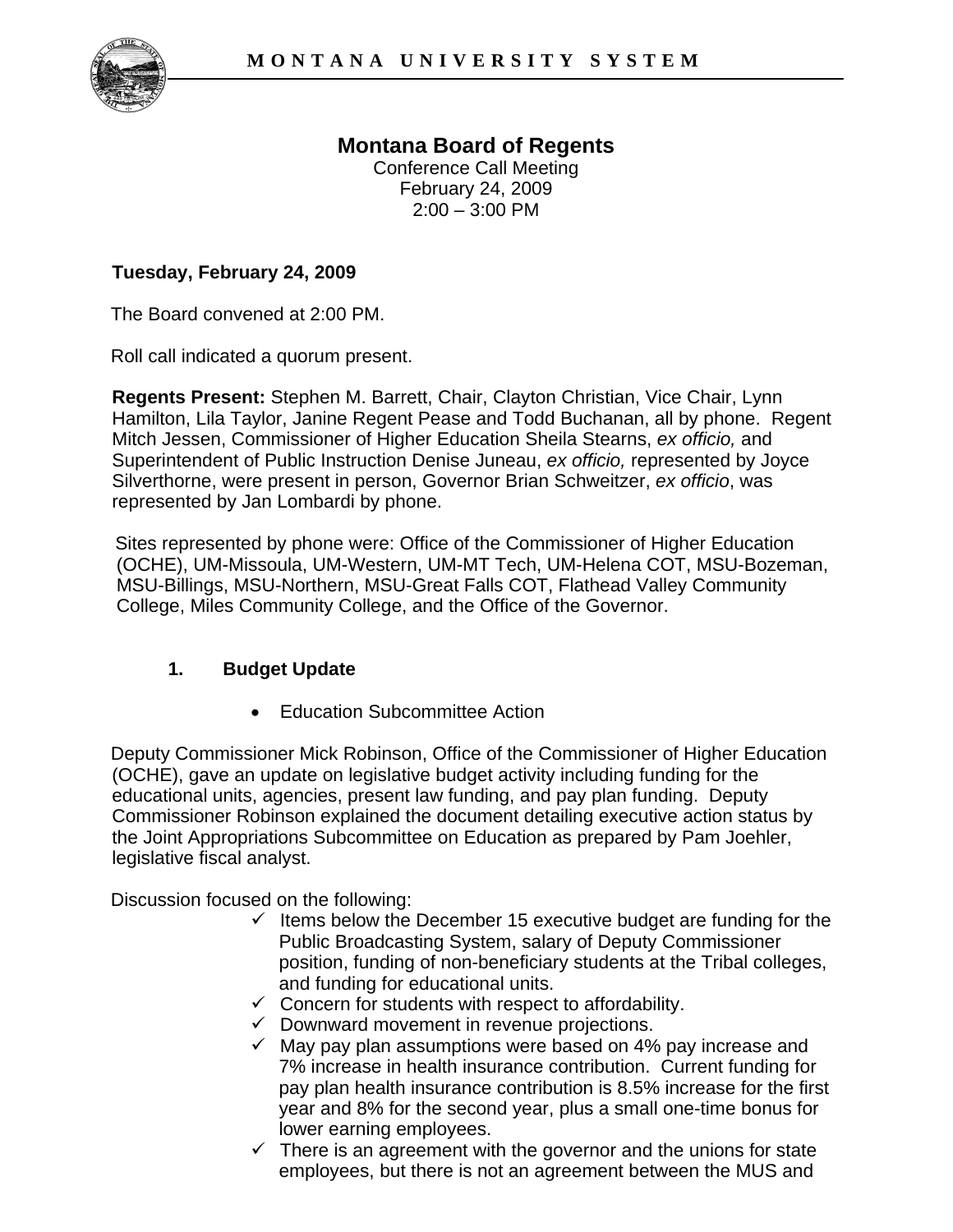# Montana Board of Regents

Conference Call Meeting
February 24, 2009
2:00 – 3:00 PM

**Tuesday, February 24, 2009**

The Board convened at 2:00 PM.

Roll call indicated a quorum present.

**Regents Present:** Stephen M. Barrett, Chair, Clayton Christian, Vice Chair, Lynn Hamilton, Lila Taylor, Janine Regent Pease and Todd Buchanan, all by phone. Regent Mitch Jessen, Commissioner of Higher Education Sheila Stearns, *ex officio,* and Superintendent of Public Instruction Denise Juneau, *ex officio,* represented by Joyce Silverthorne, were present in person, Governor Brian Schweitzer, *ex officio*, was represented by Jan Lombardi by phone.

Sites represented by phone were: Office of the Commissioner of Higher Education (OCHE), UM-Missoula, UM-Western, UM-MT Tech, UM-Helena COT, MSU-Bozeman, MSU-Billings, MSU-Northern, MSU-Great Falls COT, Flathead Valley Community College, Miles Community College, and the Office of the Governor.

## 1. Budget Update

- Education Subcommittee Action

Deputy Commissioner Mick Robinson, Office of the Commissioner of Higher Education (OCHE), gave an update on legislative budget activity including funding for the educational units, agencies, present law funding, and pay plan funding. Deputy Commissioner Robinson explained the document detailing executive action status by the Joint Appropriations Subcommittee on Education as prepared by Pam Joehler, legislative fiscal analyst.

Discussion focused on the following:

- ✓ Items below the December 15 executive budget are funding for the Public Broadcasting System, salary of Deputy Commissioner position, funding of non-beneficiary students at the Tribal colleges, and funding for educational units.
- ✓ Concern for students with respect to affordability.
- ✓ Downward movement in revenue projections.
- ✓ May pay plan assumptions were based on 4% pay increase and 7% increase in health insurance contribution. Current funding for pay plan health insurance contribution is 8.5% increase for the first year and 8% for the second year, plus a small one-time bonus for lower earning employees.
- ✓ There is an agreement with the governor and the unions for state employees, but there is not an agreement between the MUS and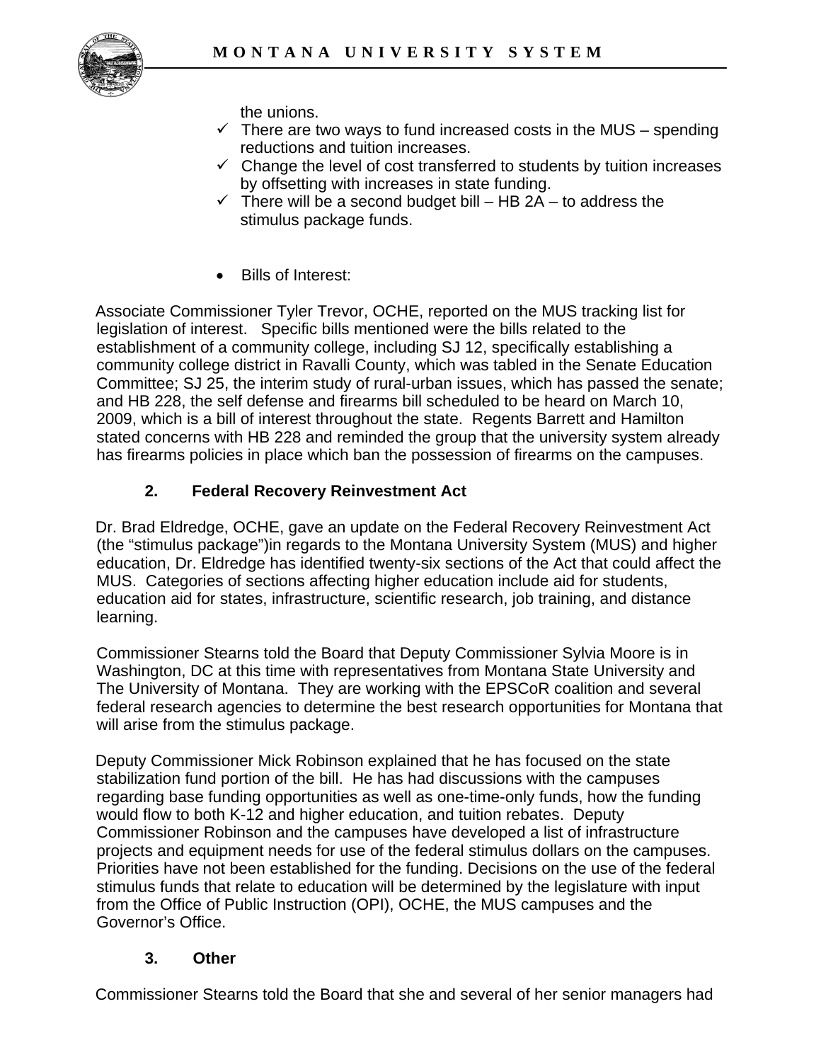the unions.

- ✓ There are two ways to fund increased costs in the MUS – spending reductions and tuition increases.
- ✓ Change the level of cost transferred to students by tuition increases by offsetting with increases in state funding.
- ✓ There will be a second budget bill – HB 2A – to address the stimulus package funds.

- Bills of Interest:

Associate Commissioner Tyler Trevor, OCHE, reported on the MUS tracking list for legislation of interest. Specific bills mentioned were the bills related to the establishment of a community college, including SJ 12, specifically establishing a community college district in Ravalli County, which was tabled in the Senate Education Committee; SJ 25, the interim study of rural-urban issues, which has passed the senate; and HB 228, the self defense and firearms bill scheduled to be heard on March 10, 2009, which is a bill of interest throughout the state. Regents Barrett and Hamilton stated concerns with HB 228 and reminded the group that the university system already has firearms policies in place which ban the possession of firearms on the campuses.

**2. Federal Recovery Reinvestment Act**

Dr. Brad Eldredge, OCHE, gave an update on the Federal Recovery Reinvestment Act (the "stimulus package")in regards to the Montana University System (MUS) and higher education, Dr. Eldredge has identified twenty-six sections of the Act that could affect the MUS. Categories of sections affecting higher education include aid for students, education aid for states, infrastructure, scientific research, job training, and distance learning.

Commissioner Stearns told the Board that Deputy Commissioner Sylvia Moore is in Washington, DC at this time with representatives from Montana State University and The University of Montana. They are working with the EPSCoR coalition and several federal research agencies to determine the best research opportunities for Montana that will arise from the stimulus package.

Deputy Commissioner Mick Robinson explained that he has focused on the state stabilization fund portion of the bill. He has had discussions with the campuses regarding base funding opportunities as well as one-time-only funds, how the funding would flow to both K-12 and higher education, and tuition rebates. Deputy Commissioner Robinson and the campuses have developed a list of infrastructure projects and equipment needs for use of the federal stimulus dollars on the campuses. Priorities have not been established for the funding. Decisions on the use of the federal stimulus funds that relate to education will be determined by the legislature with input from the Office of Public Instruction (OPI), OCHE, the MUS campuses and the Governor's Office.

**3. Other**

Commissioner Stearns told the Board that she and several of her senior managers had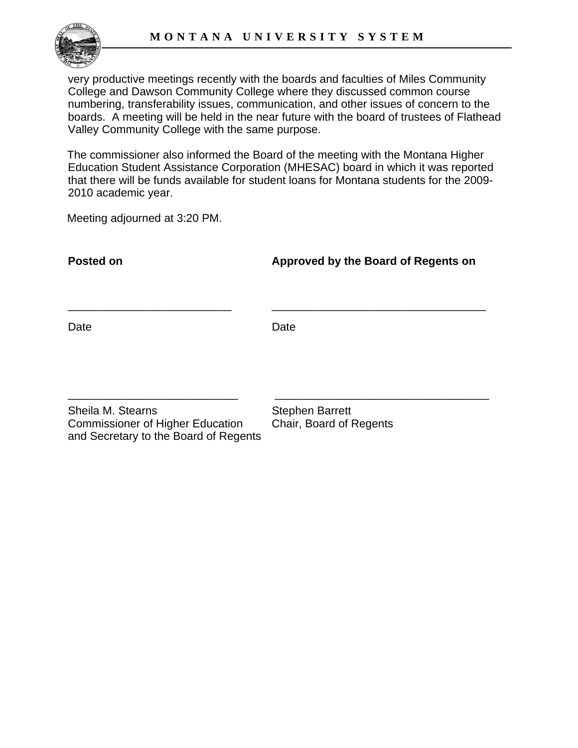very productive meetings recently with the boards and faculties of Miles Community College and Dawson Community College where they discussed common course numbering, transferability issues, communication, and other issues of concern to the boards. A meeting will be held in the near future with the board of trustees of Flathead Valley Community College with the same purpose.

The commissioner also informed the Board of the meeting with the Montana Higher Education Student Assistance Corporation (MHESAC) board in which it was reported that there will be funds available for student loans for Montana students for the 2009-2010 academic year.

Meeting adjourned at 3:20 PM.

| **Posted on** | **Approved by the Board of Regents on** |
|---|---|
| ___________________________ | ___________________________________ |
| Date | Date |
| ___________________________ | ___________________________________ |
| Sheila M. Stearns<br>Commissioner of Higher Education<br>and Secretary to the Board of Regents | Stephen Barrett<br>Chair, Board of Regents |